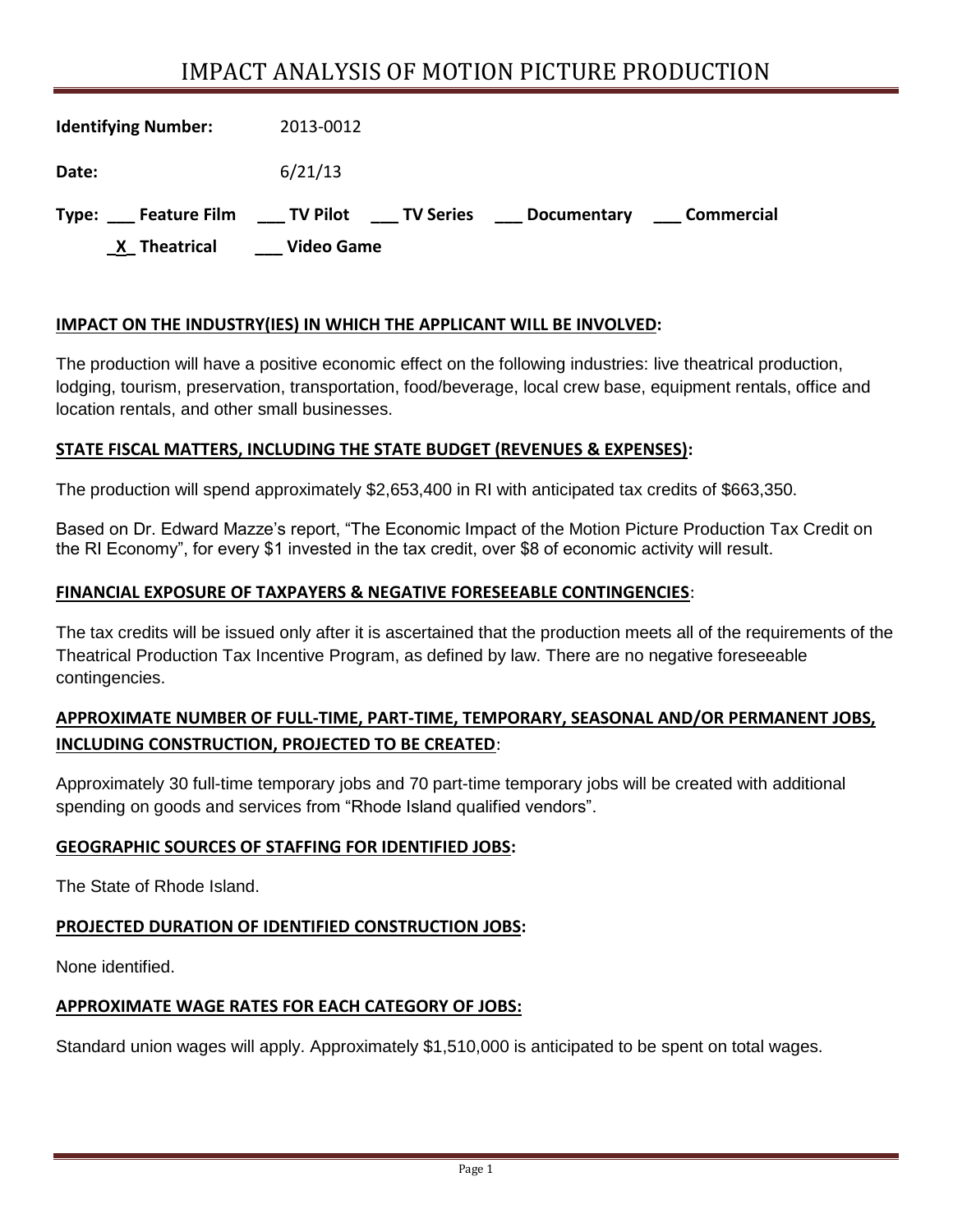# IMPACT ANALYSIS OF MOTION PICTURE PRODUCTION

**Identifying Number:** 2013-0012

**Date:** 6/21/13

**Type:** ___ **Feature Film** ___ **TV Pilot** ___ **TV Series** ___ **Documentary** ___ **Commercial**

_X_ **Theatrical** ___ **Video Game**

**IMPACT ON THE INDUSTRY(IES) IN WHICH THE APPLICANT WILL BE INVOLVED:**

The production will have a positive economic effect on the following industries: live theatrical production, lodging, tourism, preservation, transportation, food/beverage, local crew base, equipment rentals, office and location rentals, and other small businesses.

**STATE FISCAL MATTERS, INCLUDING THE STATE BUDGET (REVENUES & EXPENSES):**

The production will spend approximately $2,653,400 in RI with anticipated tax credits of $663,350.

Based on Dr. Edward Mazze's report, "The Economic Impact of the Motion Picture Production Tax Credit on the RI Economy", for every $1 invested in the tax credit, over $8 of economic activity will result.

**FINANCIAL EXPOSURE OF TAXPAYERS & NEGATIVE FORESEEABLE CONTINGENCIES:**

The tax credits will be issued only after it is ascertained that the production meets all of the requirements of the Theatrical Production Tax Incentive Program, as defined by law. There are no negative foreseeable contingencies.

**APPROXIMATE NUMBER OF FULL-TIME, PART-TIME, TEMPORARY, SEASONAL AND/OR PERMANENT JOBS, INCLUDING CONSTRUCTION, PROJECTED TO BE CREATED:**

Approximately 30 full-time temporary jobs and 70 part-time temporary jobs will be created with additional spending on goods and services from "Rhode Island qualified vendors".

**GEOGRAPHIC SOURCES OF STAFFING FOR IDENTIFIED JOBS:**

The State of Rhode Island.

**PROJECTED DURATION OF IDENTIFIED CONSTRUCTION JOBS:**

None identified.

**APPROXIMATE WAGE RATES FOR EACH CATEGORY OF JOBS:**

Standard union wages will apply. Approximately $1,510,000 is anticipated to be spent on total wages.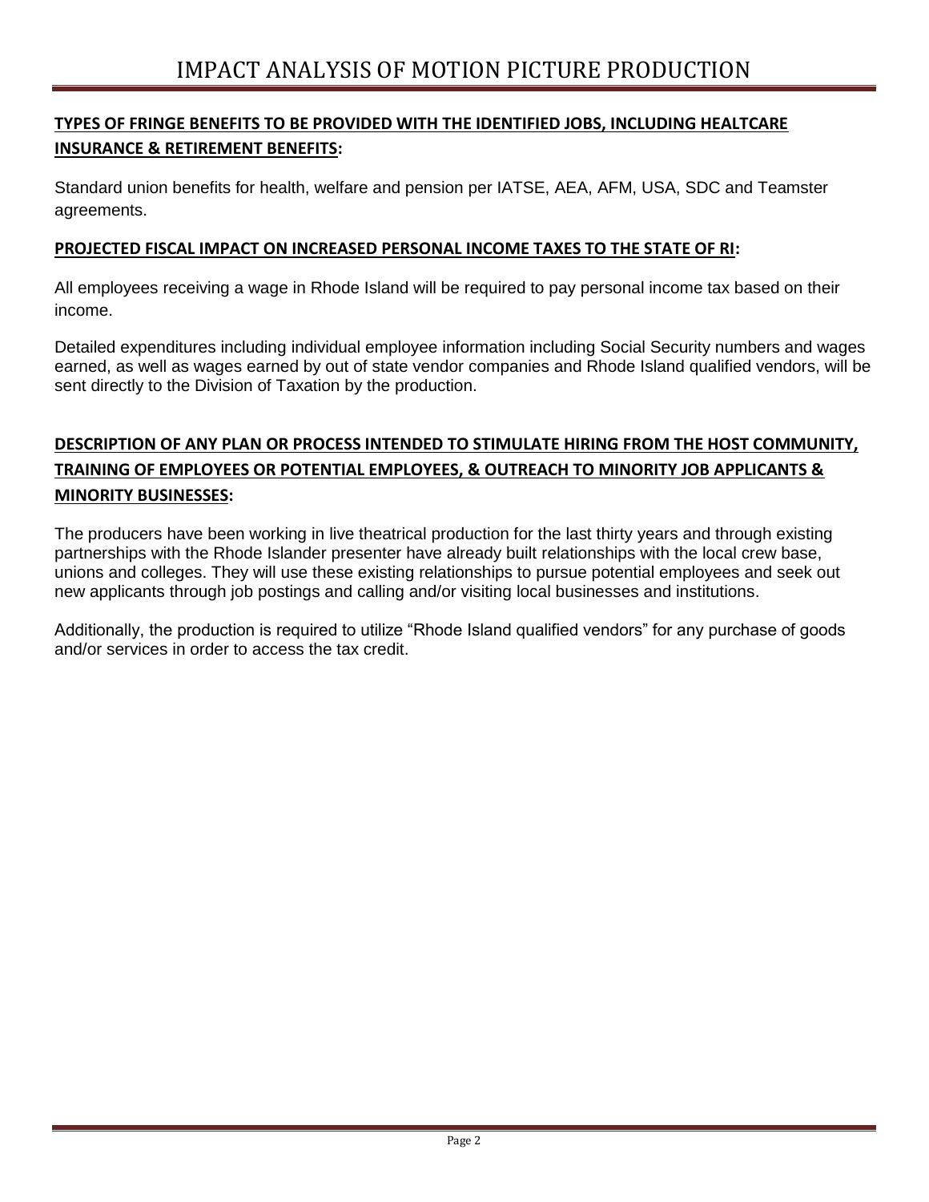**TYPES OF FRINGE BENEFITS TO BE PROVIDED WITH THE IDENTIFIED JOBS, INCLUDING HEALTCARE INSURANCE & RETIREMENT BENEFITS:**

Standard union benefits for health, welfare and pension per IATSE, AEA, AFM, USA, SDC and Teamster agreements.

**PROJECTED FISCAL IMPACT ON INCREASED PERSONAL INCOME TAXES TO THE STATE OF RI:**

All employees receiving a wage in Rhode Island will be required to pay personal income tax based on their income.

Detailed expenditures including individual employee information including Social Security numbers and wages earned, as well as wages earned by out of state vendor companies and Rhode Island qualified vendors, will be sent directly to the Division of Taxation by the production.

**DESCRIPTION OF ANY PLAN OR PROCESS INTENDED TO STIMULATE HIRING FROM THE HOST COMMUNITY, TRAINING OF EMPLOYEES OR POTENTIAL EMPLOYEES, & OUTREACH TO MINORITY JOB APPLICANTS & MINORITY BUSINESSES:**

The producers have been working in live theatrical production for the last thirty years and through existing partnerships with the Rhode Islander presenter have already built relationships with the local crew base, unions and colleges. They will use these existing relationships to pursue potential employees and seek out new applicants through job postings and calling and/or visiting local businesses and institutions.

Additionally, the production is required to utilize "Rhode Island qualified vendors" for any purchase of goods and/or services in order to access the tax credit.